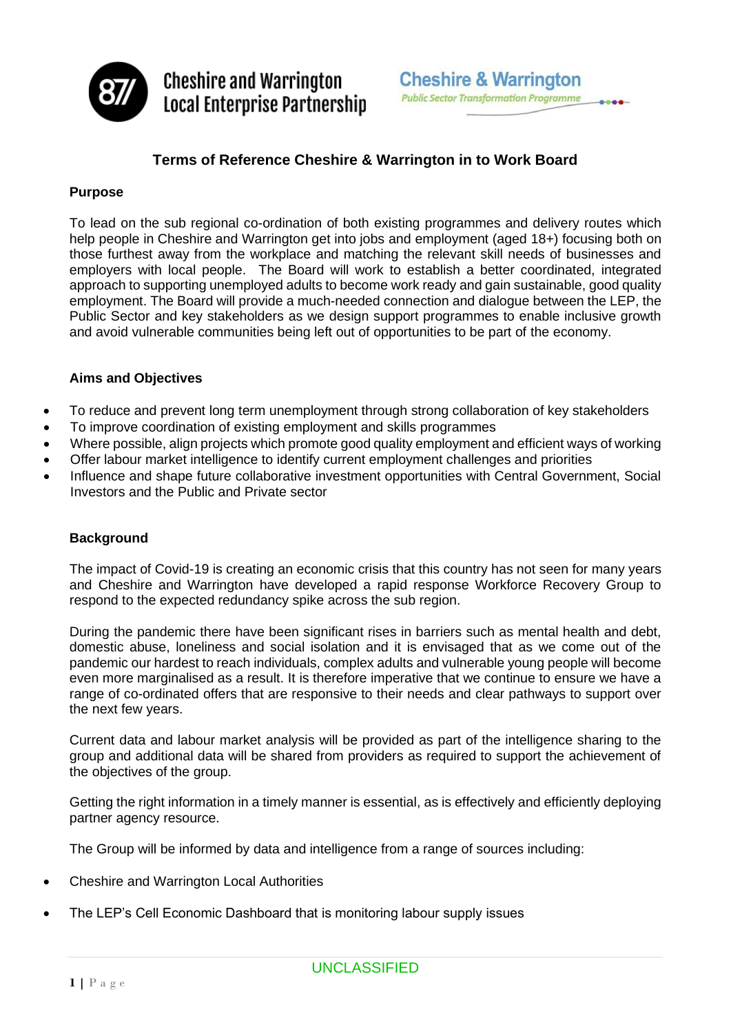Cheshire and Warrington Local Enterprise Partnership

Cheshire & Warrington
*Public Sector Transformation Programme*

# Terms of Reference Cheshire & Warrington in to Work Board

## Purpose

To lead on the sub regional co-ordination of both existing programmes and delivery routes which help people in Cheshire and Warrington get into jobs and employment (aged 18+) focusing both on those furthest away from the workplace and matching the relevant skill needs of businesses and employers with local people. The Board will work to establish a better coordinated, integrated approach to supporting unemployed adults to become work ready and gain sustainable, good quality employment. The Board will provide a much-needed connection and dialogue between the LEP, the Public Sector and key stakeholders as we design support programmes to enable inclusive growth and avoid vulnerable communities being left out of opportunities to be part of the economy.

## Aims and Objectives

- To reduce and prevent long term unemployment through strong collaboration of key stakeholders
- To improve coordination of existing employment and skills programmes
- Where possible, align projects which promote good quality employment and efficient ways of working
- Offer labour market intelligence to identify current employment challenges and priorities
- Influence and shape future collaborative investment opportunities with Central Government, Social Investors and the Public and Private sector

## Background

The impact of Covid-19 is creating an economic crisis that this country has not seen for many years and Cheshire and Warrington have developed a rapid response Workforce Recovery Group to respond to the expected redundancy spike across the sub region.

During the pandemic there have been significant rises in barriers such as mental health and debt, domestic abuse, loneliness and social isolation and it is envisaged that as we come out of the pandemic our hardest to reach individuals, complex adults and vulnerable young people will become even more marginalised as a result. It is therefore imperative that we continue to ensure we have a range of co-ordinated offers that are responsive to their needs and clear pathways to support over the next few years.

Current data and labour market analysis will be provided as part of the intelligence sharing to the group and additional data will be shared from providers as required to support the achievement of the objectives of the group.

Getting the right information in a timely manner is essential, as is effectively and efficiently deploying partner agency resource.

The Group will be informed by data and intelligence from a range of sources including:

- Cheshire and Warrington Local Authorities
- The LEP's Cell Economic Dashboard that is monitoring labour supply issues

UNCLASSIFIED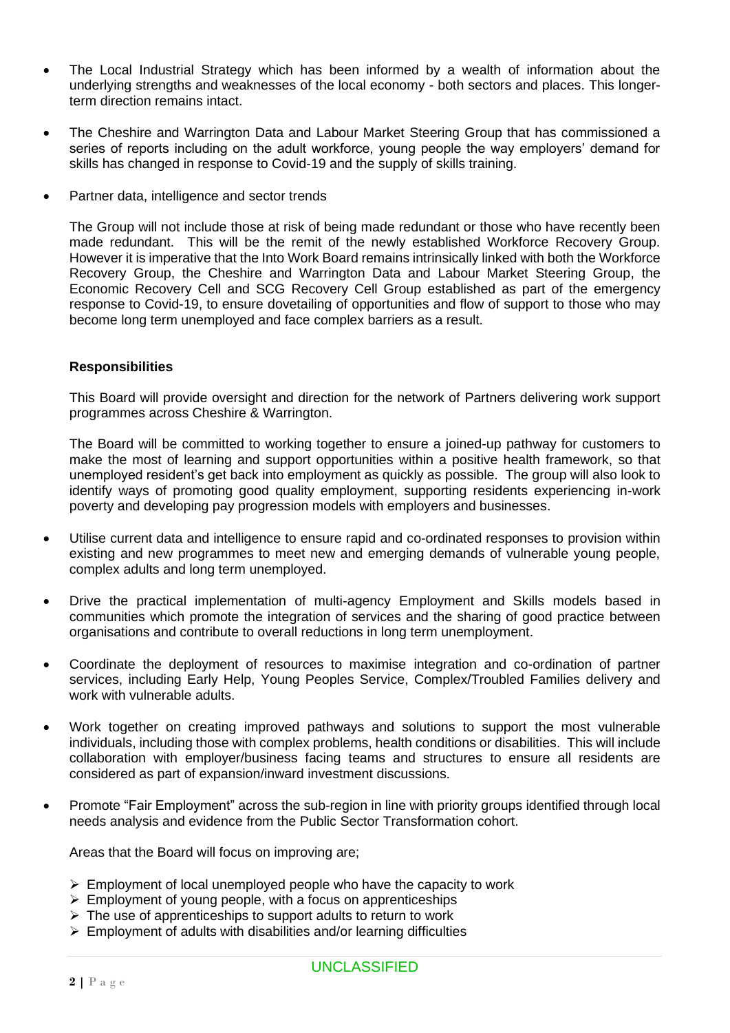- The Local Industrial Strategy which has been informed by a wealth of information about the underlying strengths and weaknesses of the local economy - both sectors and places. This longer-term direction remains intact.

- The Cheshire and Warrington Data and Labour Market Steering Group that has commissioned a series of reports including on the adult workforce, young people the way employers' demand for skills has changed in response to Covid-19 and the supply of skills training.

- Partner data, intelligence and sector trends

  The Group will not include those at risk of being made redundant or those who have recently been made redundant. This will be the remit of the newly established Workforce Recovery Group. However it is imperative that the Into Work Board remains intrinsically linked with both the Workforce Recovery Group, the Cheshire and Warrington Data and Labour Market Steering Group, the Economic Recovery Cell and SCG Recovery Cell Group established as part of the emergency response to Covid-19, to ensure dovetailing of opportunities and flow of support to those who may become long term unemployed and face complex barriers as a result.

**Responsibilities**

This Board will provide oversight and direction for the network of Partners delivering work support programmes across Cheshire & Warrington.

The Board will be committed to working together to ensure a joined-up pathway for customers to make the most of learning and support opportunities within a positive health framework, so that unemployed resident's get back into employment as quickly as possible. The group will also look to identify ways of promoting good quality employment, supporting residents experiencing in-work poverty and developing pay progression models with employers and businesses.

- Utilise current data and intelligence to ensure rapid and co-ordinated responses to provision within existing and new programmes to meet new and emerging demands of vulnerable young people, complex adults and long term unemployed.

- Drive the practical implementation of multi-agency Employment and Skills models based in communities which promote the integration of services and the sharing of good practice between organisations and contribute to overall reductions in long term unemployment.

- Coordinate the deployment of resources to maximise integration and co-ordination of partner services, including Early Help, Young Peoples Service, Complex/Troubled Families delivery and work with vulnerable adults.

- Work together on creating improved pathways and solutions to support the most vulnerable individuals, including those with complex problems, health conditions or disabilities. This will include collaboration with employer/business facing teams and structures to ensure all residents are considered as part of expansion/inward investment discussions.

- Promote "Fair Employment" across the sub-region in line with priority groups identified through local needs analysis and evidence from the Public Sector Transformation cohort.

  Areas that the Board will focus on improving are;

  - Employment of local unemployed people who have the capacity to work
  - Employment of young people, with a focus on apprenticeships
  - The use of apprenticeships to support adults to return to work
  - Employment of adults with disabilities and/or learning difficulties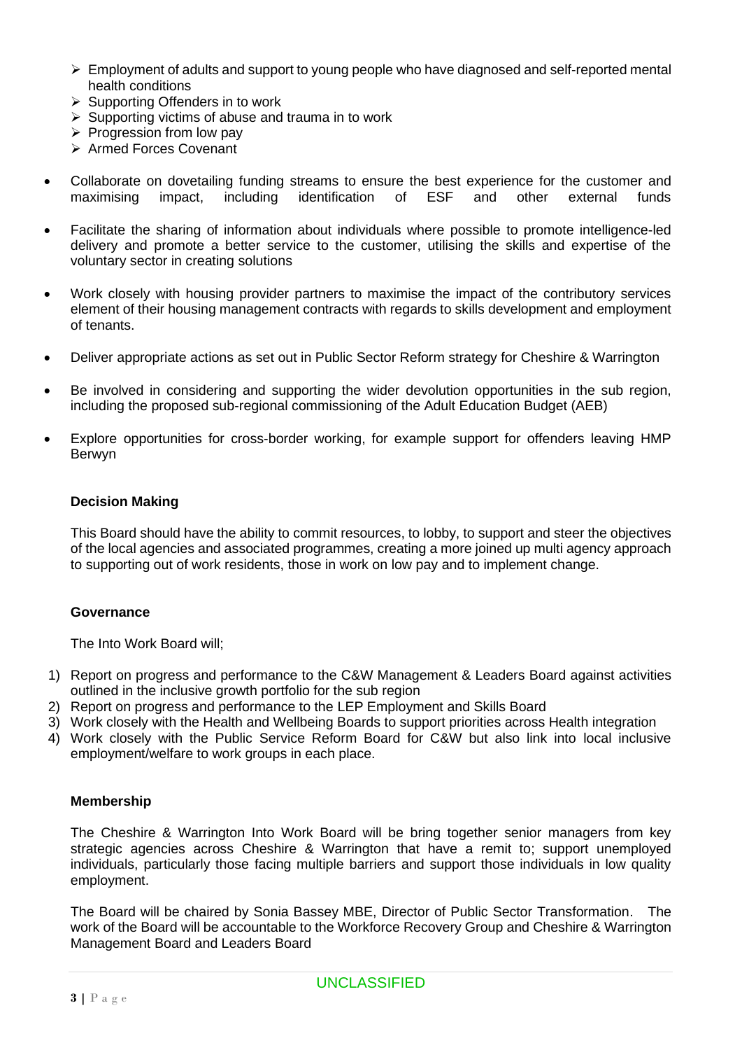- Employment of adults and support to young people who have diagnosed and self-reported mental health conditions
- Supporting Offenders in to work
- Supporting victims of abuse and trauma in to work
- Progression from low pay
- Armed Forces Covenant

- Collaborate on dovetailing funding streams to ensure the best experience for the customer and maximising impact, including identification of ESF and other external funds

- Facilitate the sharing of information about individuals where possible to promote intelligence-led delivery and promote a better service to the customer, utilising the skills and expertise of the voluntary sector in creating solutions

- Work closely with housing provider partners to maximise the impact of the contributory services element of their housing management contracts with regards to skills development and employment of tenants.

- Deliver appropriate actions as set out in Public Sector Reform strategy for Cheshire & Warrington

- Be involved in considering and supporting the wider devolution opportunities in the sub region, including the proposed sub-regional commissioning of the Adult Education Budget (AEB)

- Explore opportunities for cross-border working, for example support for offenders leaving HMP Berwyn

**Decision Making**

This Board should have the ability to commit resources, to lobby, to support and steer the objectives of the local agencies and associated programmes, creating a more joined up multi agency approach to supporting out of work residents, those in work on low pay and to implement change.

**Governance**

The Into Work Board will;

1) Report on progress and performance to the C&W Management & Leaders Board against activities outlined in the inclusive growth portfolio for the sub region
2) Report on progress and performance to the LEP Employment and Skills Board
3) Work closely with the Health and Wellbeing Boards to support priorities across Health integration
4) Work closely with the Public Service Reform Board for C&W but also link into local inclusive employment/welfare to work groups in each place.

**Membership**

The Cheshire & Warrington Into Work Board will be bring together senior managers from key strategic agencies across Cheshire & Warrington that have a remit to; support unemployed individuals, particularly those facing multiple barriers and support those individuals in low quality employment.

The Board will be chaired by Sonia Bassey MBE, Director of Public Sector Transformation. The work of the Board will be accountable to the Workforce Recovery Group and Cheshire & Warrington Management Board and Leaders Board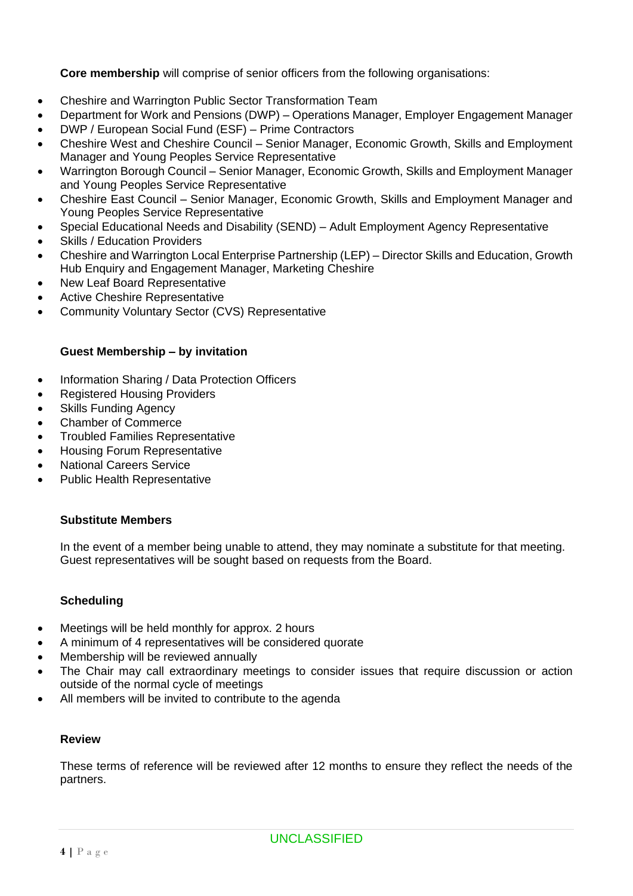**Core membership** will comprise of senior officers from the following organisations:

- Cheshire and Warrington Public Sector Transformation Team
- Department for Work and Pensions (DWP) – Operations Manager, Employer Engagement Manager
- DWP / European Social Fund (ESF) – Prime Contractors
- Cheshire West and Cheshire Council – Senior Manager, Economic Growth, Skills and Employment Manager and Young Peoples Service Representative
- Warrington Borough Council – Senior Manager, Economic Growth, Skills and Employment Manager and Young Peoples Service Representative
- Cheshire East Council – Senior Manager, Economic Growth, Skills and Employment Manager and Young Peoples Service Representative
- Special Educational Needs and Disability (SEND) – Adult Employment Agency Representative
- Skills / Education Providers
- Cheshire and Warrington Local Enterprise Partnership (LEP) – Director Skills and Education, Growth Hub Enquiry and Engagement Manager, Marketing Cheshire
- New Leaf Board Representative
- Active Cheshire Representative
- Community Voluntary Sector (CVS) Representative

**Guest Membership – by invitation**

- Information Sharing / Data Protection Officers
- Registered Housing Providers
- Skills Funding Agency
- Chamber of Commerce
- Troubled Families Representative
- Housing Forum Representative
- National Careers Service
- Public Health Representative

**Substitute Members**

In the event of a member being unable to attend, they may nominate a substitute for that meeting. Guest representatives will be sought based on requests from the Board.

**Scheduling**

- Meetings will be held monthly for approx. 2 hours
- A minimum of 4 representatives will be considered quorate
- Membership will be reviewed annually
- The Chair may call extraordinary meetings to consider issues that require discussion or action outside of the normal cycle of meetings
- All members will be invited to contribute to the agenda

**Review**

These terms of reference will be reviewed after 12 months to ensure they reflect the needs of the partners.